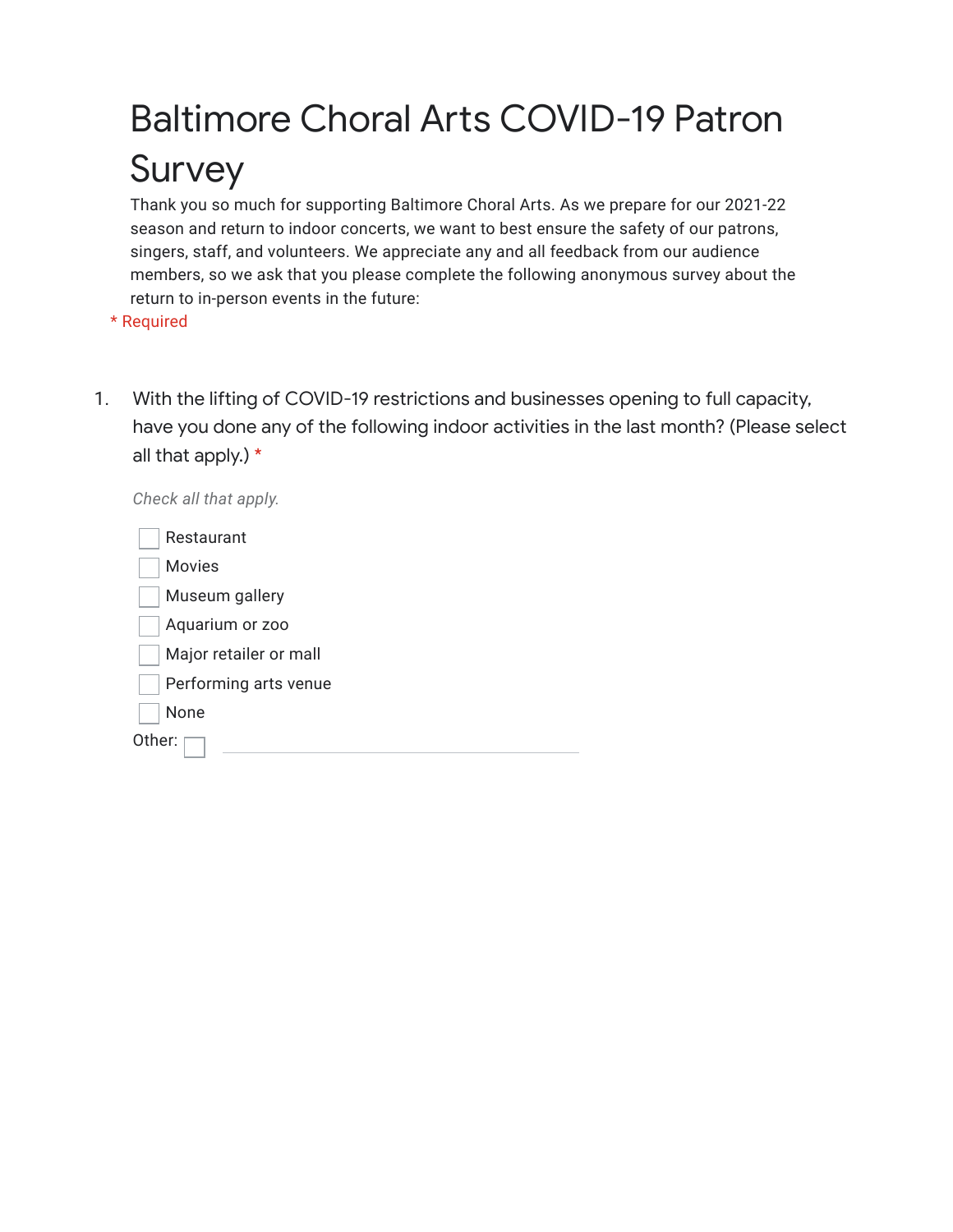# Baltimore Choral Arts COVID-19 Patron Survey

Thank you so much for supporting Baltimore Choral Arts. As we prepare for our 2021-22 season and return to indoor concerts, we want to best ensure the safety of our patrons, singers, staff, and volunteers. We appreciate any and all feedback from our audience members, so we ask that you please complete the following anonymous survey about the return to in-person events in the future:

\* Required

1. With the lifting of COVID-19 restrictions and businesses opening to full capacity, have you done any of the following indoor activities in the last month? (Please select all that apply.) *

*Check all that apply.*

- [ ] Restaurant
- [ ] Movies
- [ ] Museum gallery
- [ ] Aquarium or zoo
- [ ] Major retailer or mall
- [ ] Performing arts venue
- [ ] None

Other: [ ] ____________________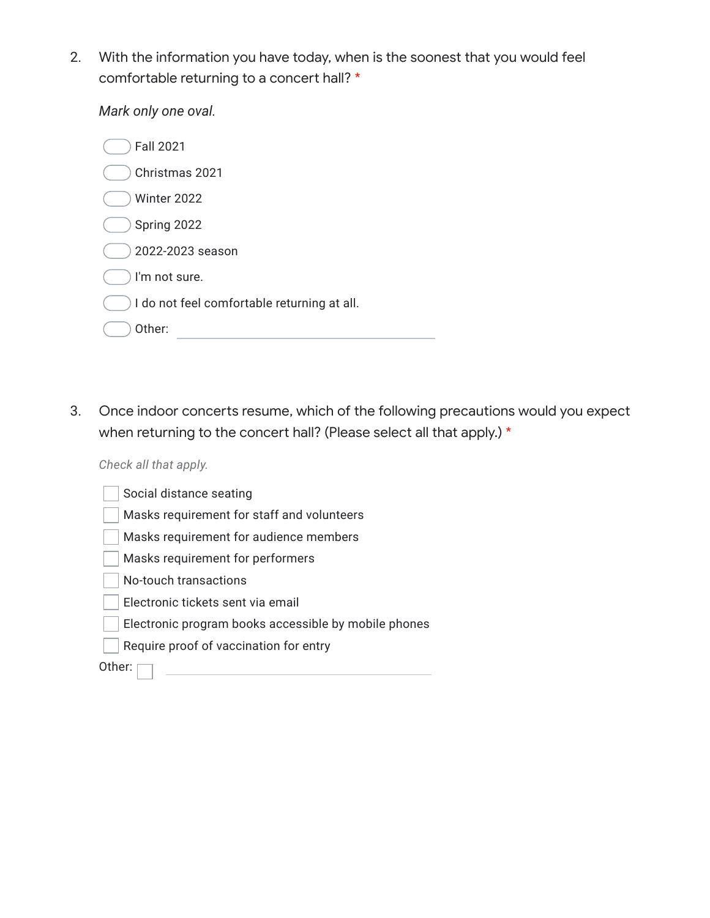2. With the information you have today, when is the soonest that you would feel comfortable returning to a concert hall? *

*Mark only one oval.*

- ( ) Fall 2021
- ( ) Christmas 2021
- ( ) Winter 2022
- ( ) Spring 2022
- ( ) 2022-2023 season
- ( ) I'm not sure.
- ( ) I do not feel comfortable returning at all.
- ( ) Other: ____________________

3. Once indoor concerts resume, which of the following precautions would you expect when returning to the concert hall? (Please select all that apply.) *

*Check all that apply.*

- [ ] Social distance seating
- [ ] Masks requirement for staff and volunteers
- [ ] Masks requirement for audience members
- [ ] Masks requirement for performers
- [ ] No-touch transactions
- [ ] Electronic tickets sent via email
- [ ] Electronic program books accessible by mobile phones
- [ ] Require proof of vaccination for entry

Other: [ ] ____________________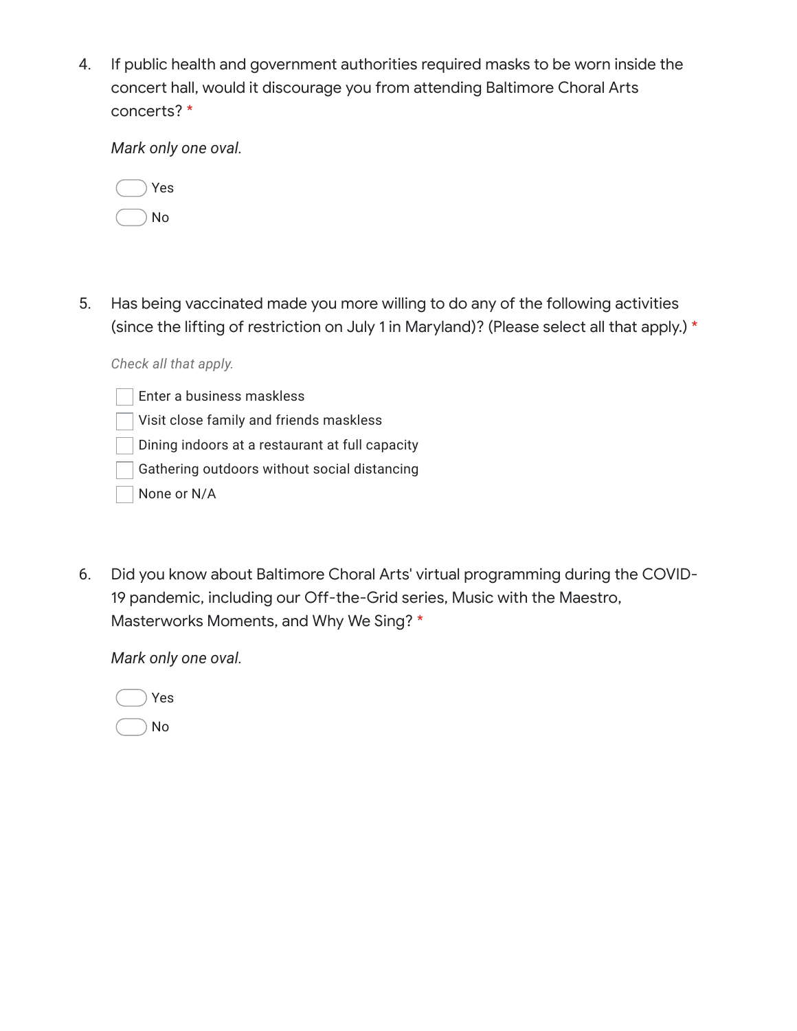4. If public health and government authorities required masks to be worn inside the concert hall, would it discourage you from attending Baltimore Choral Arts concerts? *

   *Mark only one oval.*

   - ( ) Yes
   - ( ) No

5. Has being vaccinated made you more willing to do any of the following activities (since the lifting of restriction on July 1 in Maryland)? (Please select all that apply.) *

   *Check all that apply.*

   - [ ] Enter a business maskless
   - [ ] Visit close family and friends maskless
   - [ ] Dining indoors at a restaurant at full capacity
   - [ ] Gathering outdoors without social distancing
   - [ ] None or N/A

6. Did you know about Baltimore Choral Arts' virtual programming during the COVID-19 pandemic, including our Off-the-Grid series, Music with the Maestro, Masterworks Moments, and Why We Sing? *

   *Mark only one oval.*

   - ( ) Yes
   - ( ) No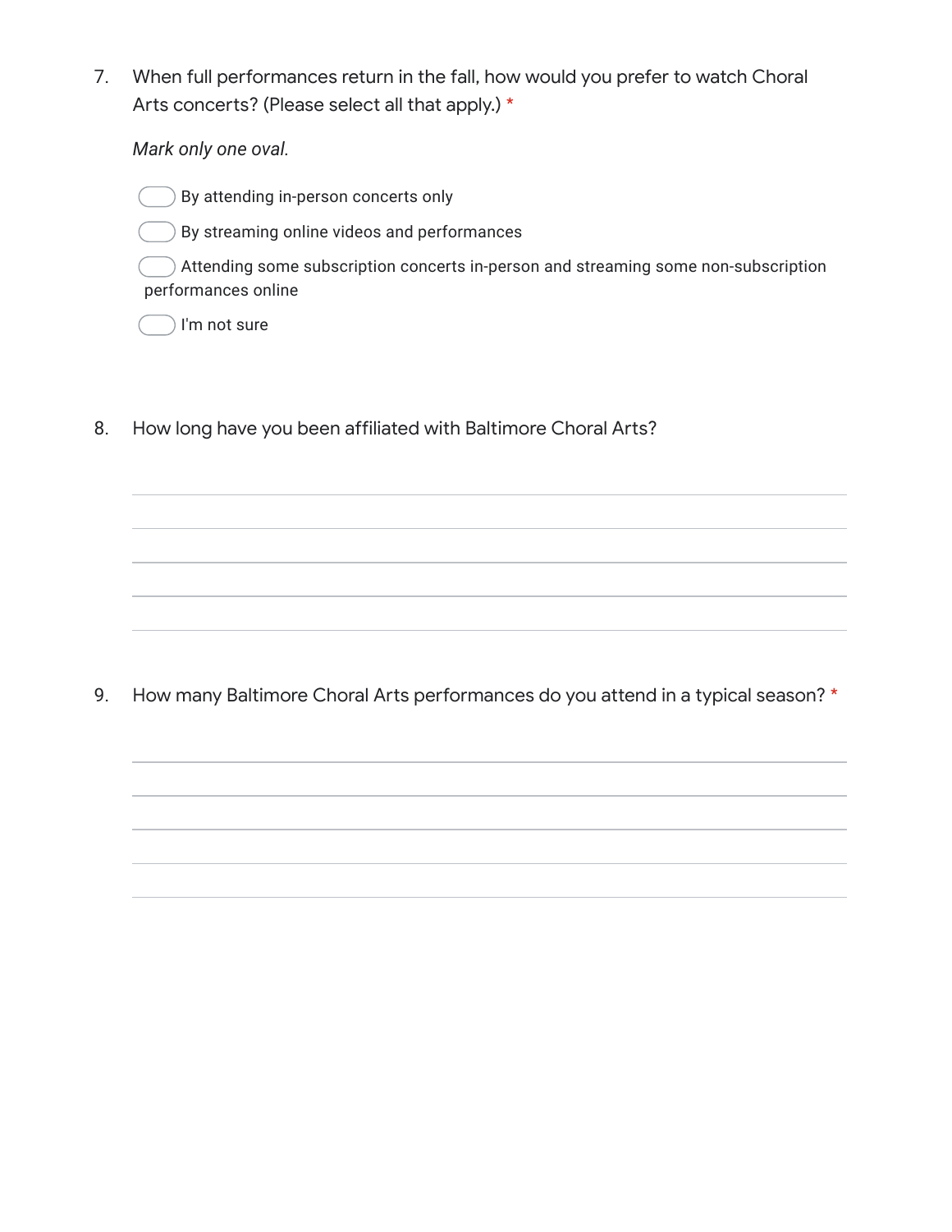7. When full performances return in the fall, how would you prefer to watch Choral Arts concerts? (Please select all that apply.) *

   *Mark only one oval.*

   - ⬭ By attending in-person concerts only
   - ⬭ By streaming online videos and performances
   - ⬭ Attending some subscription concerts in-person and streaming some non-subscription performances online
   - ⬭ I'm not sure

8. How long have you been affiliated with Baltimore Choral Arts?

   _______________________________________________

   _______________________________________________

   _______________________________________________

   _______________________________________________

   _______________________________________________

9. How many Baltimore Choral Arts performances do you attend in a typical season? *

   _______________________________________________

   _______________________________________________

   _______________________________________________

   _______________________________________________

   _______________________________________________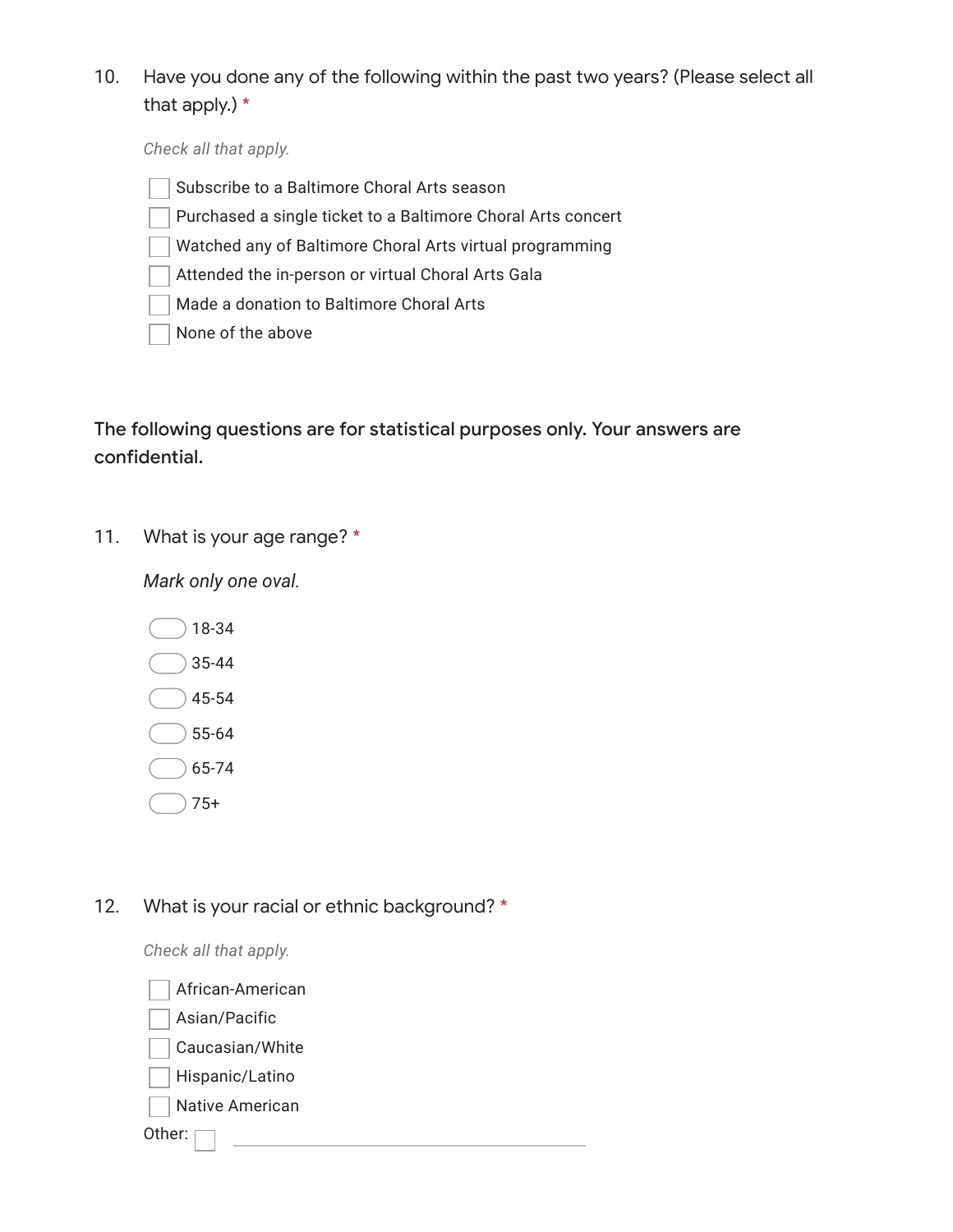10. Have you done any of the following within the past two years? (Please select all that apply.) *

*Check all that apply.*

- [ ] Subscribe to a Baltimore Choral Arts season
- [ ] Purchased a single ticket to a Baltimore Choral Arts concert
- [ ] Watched any of Baltimore Choral Arts virtual programming
- [ ] Attended the in-person or virtual Choral Arts Gala
- [ ] Made a donation to Baltimore Choral Arts
- [ ] None of the above

**The following questions are for statistical purposes only. Your answers are confidential.**

11. What is your age range? *

*Mark only one oval.*

- ( ) 18-34
- ( ) 35-44
- ( ) 45-54
- ( ) 55-64
- ( ) 65-74
- ( ) 75+

12. What is your racial or ethnic background? *

*Check all that apply.*

- [ ] African-American
- [ ] Asian/Pacific
- [ ] Caucasian/White
- [ ] Hispanic/Latino
- [ ] Native American

Other: [ ] ______________________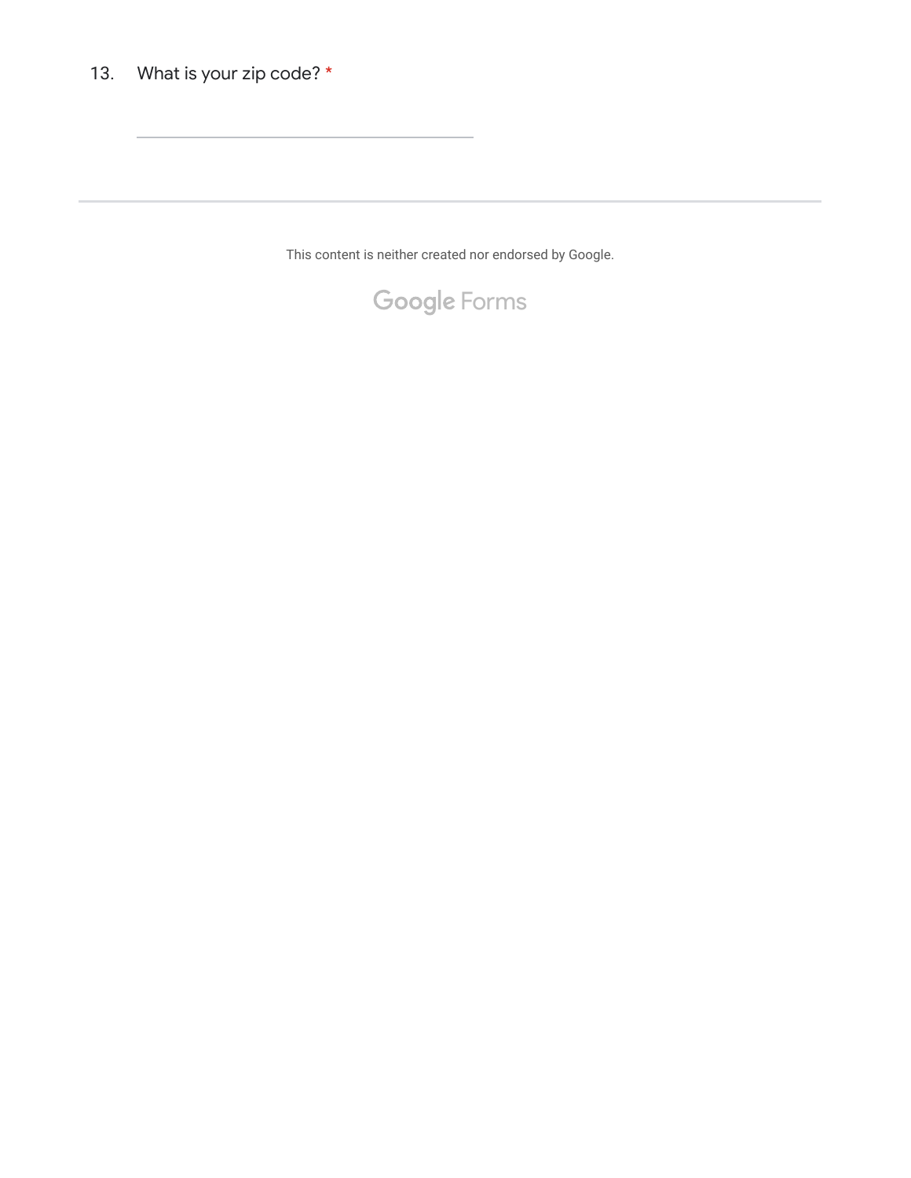13. What is your zip code? *

_______________________________

This content is neither created nor endorsed by Google.

Google Forms